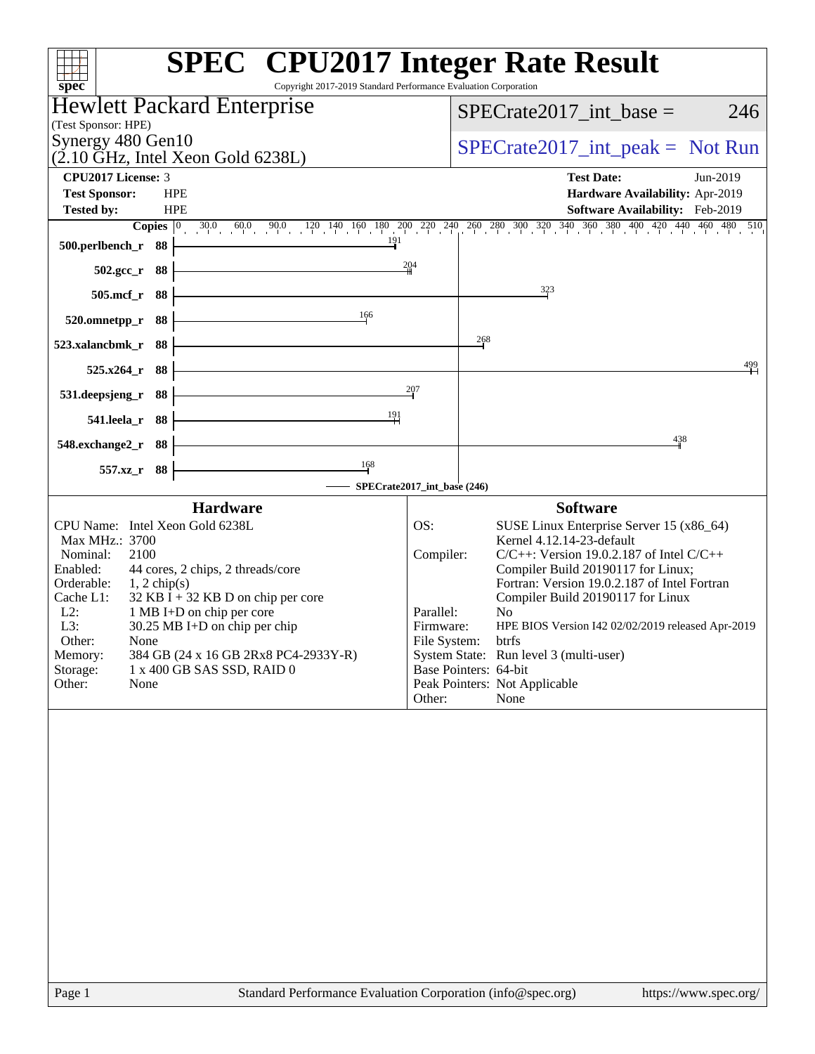# SPEC CPU2017 Integer Rate Result

Copyright 2017-2019 Standard Performance Evaluation Corporation

**Hewlett Packard Enterprise**
(Test Sponsor: HPE)
Synergy 480 Gen10
(2.10 GHz, Intel Xeon Gold 6238L)

SPECrate2017_int_base = 246

SPECrate2017_int_peak = Not Run

| | | | |
|---|---|---|---|
| **CPU2017 License:** | 3 | **Test Date:** | Jun-2019 |
| **Test Sponsor:** | HPE | **Hardware Availability:** | Apr-2019 |
| **Tested by:** | HPE | **Software Availability:** | Feb-2019 |

| Benchmark | Copies | SPECrate2017_int_base |
|---|---|---|
| 500.perlbench_r | 88 | 191 |
| 502.gcc_r | 88 | 204 |
| 505.mcf_r | 88 | 323 |
| 520.omnetpp_r | 88 | 166 |
| 523.xalancbmk_r | 88 | 268 |
| 525.x264_r | 88 | 499 |
| 531.deepsjeng_r | 88 | 207 |
| 541.leela_r | 88 | 191 |
| 548.exchange2_r | 88 | 438 |
| 557.xz_r | 88 | 168 |

SPECrate2017_int_base (246)

## Hardware

| | |
|---|---|
| CPU Name: | Intel Xeon Gold 6238L |
| Max MHz.: | 3700 |
| Nominal: | 2100 |
| Enabled: | 44 cores, 2 chips, 2 threads/core |
| Orderable: | 1, 2 chip(s) |
| Cache L1: | 32 KB I + 32 KB D on chip per core |
| L2: | 1 MB I+D on chip per core |
| L3: | 30.25 MB I+D on chip per chip |
| Other: | None |
| Memory: | 384 GB (24 x 16 GB 2Rx8 PC4-2933Y-R) |
| Storage: | 1 x 400 GB SAS SSD, RAID 0 |
| Other: | None |

## Software

| | |
|---|---|
| OS: | SUSE Linux Enterprise Server 15 (x86_64) Kernel 4.12.14-23-default |
| Compiler: | C/C++: Version 19.0.2.187 of Intel C/C++ Compiler Build 20190117 for Linux; Fortran: Version 19.0.2.187 of Intel Fortran Compiler Build 20190117 for Linux |
| Parallel: | No |
| Firmware: | HPE BIOS Version I42 02/02/2019 released Apr-2019 |
| File System: | btrfs |
| System State: | Run level 3 (multi-user) |
| Base Pointers: | 64-bit |
| Peak Pointers: | Not Applicable |
| Other: | None |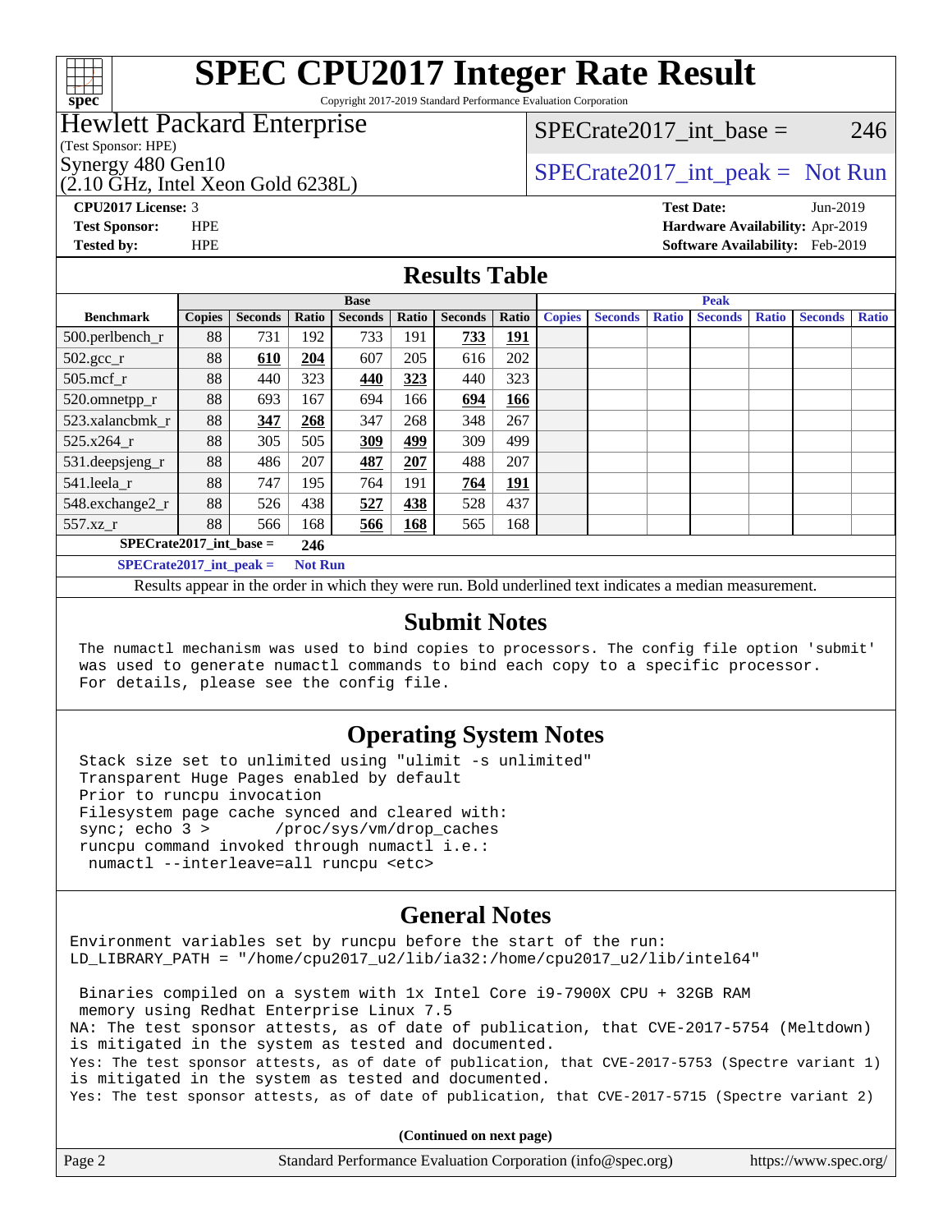# SPEC CPU2017 Integer Rate Result

Copyright 2017-2019 Standard Performance Evaluation Corporation

**Hewlett Packard Enterprise**
(Test Sponsor: HPE)
Synergy 480 Gen10
(2.10 GHz, Intel Xeon Gold 6238L)

SPECrate2017_int_base = 246

SPECrate2017_int_peak = Not Run

**CPU2017 License:** 3
**Test Sponsor:** HPE
**Tested by:** HPE

**Test Date:** Jun-2019
**Hardware Availability:** Apr-2019
**Software Availability:** Feb-2019

## Results Table

| Benchmark | Base | | | | | | | Peak | | | | | | |
|---|---|---|---|---|---|---|---|---|---|---|---|---|---|---|
| | Copies | Seconds | Ratio | Seconds | Ratio | Seconds | Ratio | Copies | Seconds | Ratio | Seconds | Ratio | Seconds | Ratio |
| 500.perlbench_r | 88 | 731 | 192 | 733 | 191 | **733** | **191** | | | | | | | |
| 502.gcc_r | 88 | **610** | **204** | 607 | 205 | 616 | 202 | | | | | | | |
| 505.mcf_r | 88 | 440 | 323 | **440** | **323** | 440 | 323 | | | | | | | |
| 520.omnetpp_r | 88 | 693 | 167 | 694 | 166 | **694** | **166** | | | | | | | |
| 523.xalancbmk_r | 88 | **347** | **268** | 347 | 268 | 348 | 267 | | | | | | | |
| 525.x264_r | 88 | 305 | 505 | **309** | **499** | 309 | 499 | | | | | | | |
| 531.deepsjeng_r | 88 | 486 | 207 | **487** | **207** | 488 | 207 | | | | | | | |
| 541.leela_r | 88 | 747 | 195 | 764 | 191 | **764** | **191** | | | | | | | |
| 548.exchange2_r | 88 | 526 | 438 | **527** | **438** | 528 | 437 | | | | | | | |
| 557.xz_r | 88 | 566 | 168 | **566** | **168** | 565 | 168 | | | | | | | |

**SPECrate2017_int_base = 246**

**SPECrate2017_int_peak = Not Run**

Results appear in the order in which they were run. Bold underlined text indicates a median measurement.

## Submit Notes

```
The numactl mechanism was used to bind copies to processors. The config file option 'submit'
was used to generate numactl commands to bind each copy to a specific processor.
For details, please see the config file.
```

## Operating System Notes

```
Stack size set to unlimited using "ulimit -s unlimited"
Transparent Huge Pages enabled by default
Prior to runcpu invocation
Filesystem page cache synced and cleared with:
sync; echo 3 >       /proc/sys/vm/drop_caches
runcpu command invoked through numactl i.e.:
 numactl --interleave=all runcpu <etc>
```

## General Notes

```
Environment variables set by runcpu before the start of the run:
LD_LIBRARY_PATH = "/home/cpu2017_u2/lib/ia32:/home/cpu2017_u2/lib/intel64"

 Binaries compiled on a system with 1x Intel Core i9-7900X CPU + 32GB RAM
 memory using Redhat Enterprise Linux 7.5
NA: The test sponsor attests, as of date of publication, that CVE-2017-5754 (Meltdown)
is mitigated in the system as tested and documented.
Yes: The test sponsor attests, as of date of publication, that CVE-2017-5753 (Spectre variant 1)
is mitigated in the system as tested and documented.
Yes: The test sponsor attests, as of date of publication, that CVE-2017-5715 (Spectre variant 2)
```

**(Continued on next page)**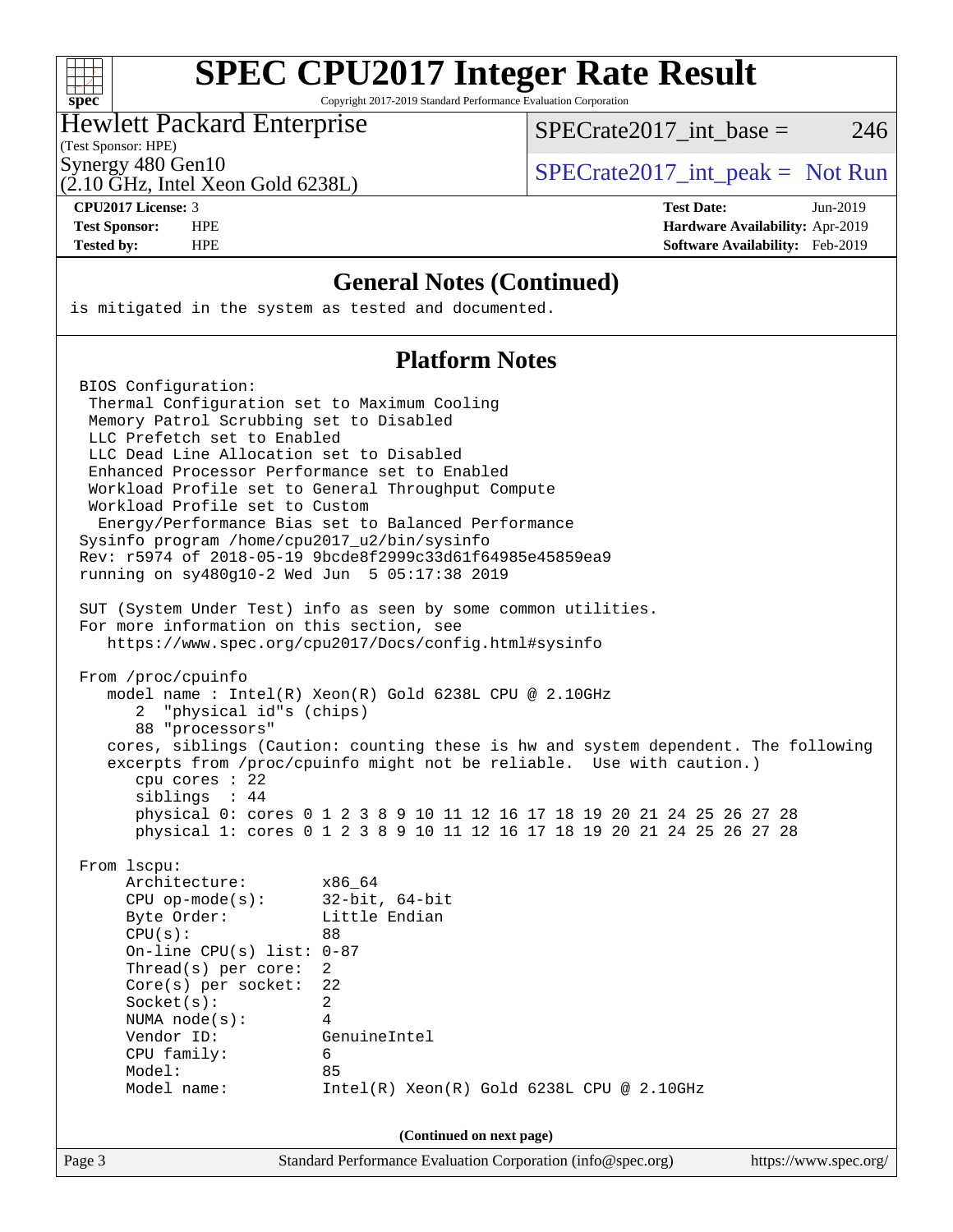# SPEC CPU2017 Integer Rate Result

Copyright 2017-2019 Standard Performance Evaluation Corporation

**Hewlett Packard Enterprise**
(Test Sponsor: HPE)
Synergy 480 Gen10
(2.10 GHz, Intel Xeon Gold 6238L)

SPECrate2017_int_base = 246

SPECrate2017_int_peak = Not Run

**CPU2017 License:** 3
**Test Sponsor:** HPE
**Tested by:** HPE

**Test Date:** Jun-2019
**Hardware Availability:** Apr-2019
**Software Availability:** Feb-2019

## General Notes (Continued)

```
is mitigated in the system as tested and documented.
```

## Platform Notes

```
BIOS Configuration:
 Thermal Configuration set to Maximum Cooling
 Memory Patrol Scrubbing set to Disabled
 LLC Prefetch set to Enabled
 LLC Dead Line Allocation set to Disabled
 Enhanced Processor Performance set to Enabled
 Workload Profile set to General Throughput Compute
 Workload Profile set to Custom
  Energy/Performance Bias set to Balanced Performance
Sysinfo program /home/cpu2017_u2/bin/sysinfo
Rev: r5974 of 2018-05-19 9bcde8f2999c33d61f64985e45859ea9
running on sy480g10-2 Wed Jun  5 05:17:38 2019

SUT (System Under Test) info as seen by some common utilities.
For more information on this section, see
   https://www.spec.org/cpu2017/Docs/config.html#sysinfo

From /proc/cpuinfo
   model name : Intel(R) Xeon(R) Gold 6238L CPU @ 2.10GHz
      2  "physical id"s (chips)
      88 "processors"
   cores, siblings (Caution: counting these is hw and system dependent. The following
   excerpts from /proc/cpuinfo might not be reliable.  Use with caution.)
      cpu cores : 22
      siblings  : 44
      physical 0: cores 0 1 2 3 8 9 10 11 12 16 17 18 19 20 21 24 25 26 27 28
      physical 1: cores 0 1 2 3 8 9 10 11 12 16 17 18 19 20 21 24 25 26 27 28

From lscpu:
     Architecture:        x86_64
     CPU op-mode(s):      32-bit, 64-bit
     Byte Order:          Little Endian
     CPU(s):              88
     On-line CPU(s) list: 0-87
     Thread(s) per core:  2
     Core(s) per socket:  22
     Socket(s):           2
     NUMA node(s):        4
     Vendor ID:           GenuineIntel
     CPU family:          6
     Model:               85
     Model name:          Intel(R) Xeon(R) Gold 6238L CPU @ 2.10GHz
```

**(Continued on next page)**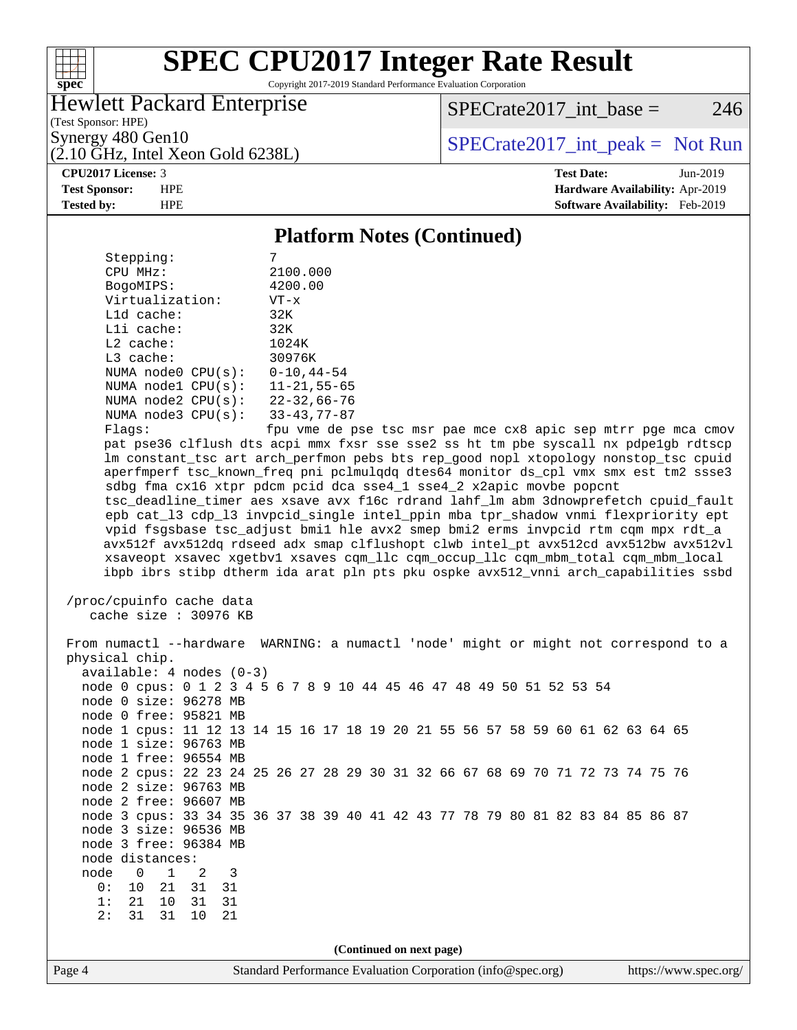## Platform Notes (Continued)

```
    Stepping:              7
    CPU MHz:               2100.000
    BogoMIPS:              4200.00
    Virtualization:        VT-x
    L1d cache:             32K
    L1i cache:             32K
    L2 cache:              1024K
    L3 cache:              30976K
    NUMA node0 CPU(s):     0-10,44-54
    NUMA node1 CPU(s):     11-21,55-65
    NUMA node2 CPU(s):     22-32,66-76
    NUMA node3 CPU(s):     33-43,77-87
    Flags:                 fpu vme de pse tsc msr pae mce cx8 apic sep mtrr pge mca cmov
    pat pse36 clflush dts acpi mmx fxsr sse sse2 ss ht tm pbe syscall nx pdpe1gb rdtscp
    lm constant_tsc art arch_perfmon pebs bts rep_good nopl xtopology nonstop_tsc cpuid
    aperfmperf tsc_known_freq pni pclmulqdq dtes64 monitor ds_cpl vmx smx est tm2 ssse3
    sdbg fma cx16 xtpr pdcm pcid dca sse4_1 sse4_2 x2apic movbe popcnt
    tsc_deadline_timer aes xsave avx f16c rdrand lahf_lm abm 3dnowprefetch cpuid_fault
    epb cat_l3 cdp_l3 invpcid_single intel_ppin mba tpr_shadow vnmi flexpriority ept
    vpid fsgsbase tsc_adjust bmi1 hle avx2 smep bmi2 erms invpcid rtm cqm mpx rdt_a
    avx512f avx512dq rdseed adx smap clflushopt clwb intel_pt avx512cd avx512bw avx512vl
    xsaveopt xsavec xgetbv1 xsaves cqm_llc cqm_occup_llc cqm_mbm_total cqm_mbm_local
    ibpb ibrs stibp dtherm ida arat pln pts pku ospke avx512_vnni arch_capabilities ssbd

 /proc/cpuinfo cache data
    cache size : 30976 KB

 From numactl --hardware  WARNING: a numactl 'node' might or might not correspond to a
 physical chip.
   available: 4 nodes (0-3)
   node 0 cpus: 0 1 2 3 4 5 6 7 8 9 10 44 45 46 47 48 49 50 51 52 53 54
   node 0 size: 96278 MB
   node 0 free: 95821 MB
   node 1 cpus: 11 12 13 14 15 16 17 18 19 20 21 55 56 57 58 59 60 61 62 63 64 65
   node 1 size: 96763 MB
   node 1 free: 96554 MB
   node 2 cpus: 22 23 24 25 26 27 28 29 30 31 32 66 67 68 69 70 71 72 73 74 75 76
   node 2 size: 96763 MB
   node 2 free: 96607 MB
   node 3 cpus: 33 34 35 36 37 38 39 40 41 42 43 77 78 79 80 81 82 83 84 85 86 87
   node 3 size: 96536 MB
   node 3 free: 96384 MB
   node distances:
   node   0   1   2   3
     0:  10  21  31  31
     1:  21  10  31  31
     2:  31  31  10  21
```

(Continued on next page)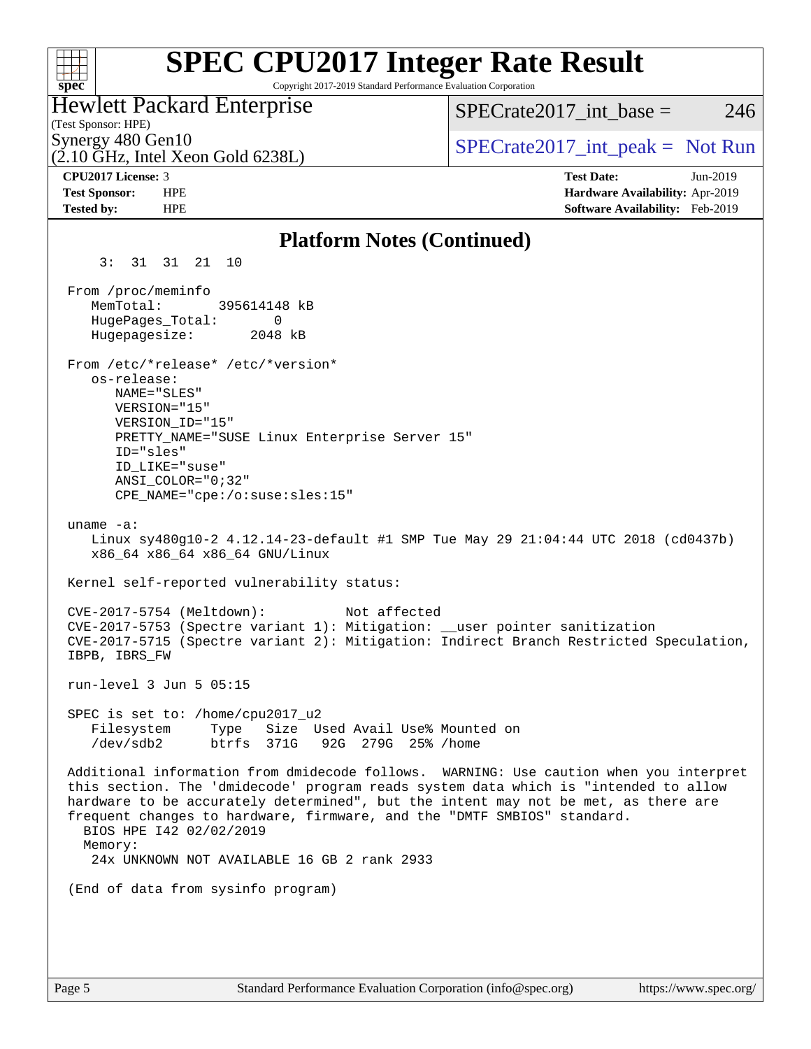# SPEC CPU2017 Integer Rate Result

Copyright 2017-2019 Standard Performance Evaluation Corporation

**Hewlett Packard Enterprise**
(Test Sponsor: HPE)
Synergy 480 Gen10
(2.10 GHz, Intel Xeon Gold 6238L)

SPECrate2017_int_base = 246

SPECrate2017_int_peak = Not Run

**CPU2017 License:** 3
**Test Sponsor:** HPE
**Tested by:** HPE

**Test Date:** Jun-2019
**Hardware Availability:** Apr-2019
**Software Availability:** Feb-2019

## Platform Notes (Continued)

```
     3:  31  31  21  10

 From /proc/meminfo
    MemTotal:       395614148 kB
    HugePages_Total:       0
    Hugepagesize:       2048 kB

 From /etc/*release* /etc/*version*
    os-release:
       NAME="SLES"
       VERSION="15"
       VERSION_ID="15"
       PRETTY_NAME="SUSE Linux Enterprise Server 15"
       ID="sles"
       ID_LIKE="suse"
       ANSI_COLOR="0;32"
       CPE_NAME="cpe:/o:suse:sles:15"

 uname -a:
    Linux sy480g10-2 4.12.14-23-default #1 SMP Tue May 29 21:04:44 UTC 2018 (cd0437b)
    x86_64 x86_64 x86_64 GNU/Linux

 Kernel self-reported vulnerability status:

 CVE-2017-5754 (Meltdown):          Not affected
 CVE-2017-5753 (Spectre variant 1): Mitigation: __user pointer sanitization
 CVE-2017-5715 (Spectre variant 2): Mitigation: Indirect Branch Restricted Speculation,
 IBPB, IBRS_FW

 run-level 3 Jun 5 05:15

 SPEC is set to: /home/cpu2017_u2
    Filesystem     Type   Size  Used Avail Use% Mounted on
    /dev/sdb2      btrfs  371G   92G  279G  25% /home

 Additional information from dmidecode follows.  WARNING: Use caution when you interpret
 this section. The 'dmidecode' program reads system data which is "intended to allow
 hardware to be accurately determined", but the intent may not be met, as there are
 frequent changes to hardware, firmware, and the "DMTF SMBIOS" standard.
   BIOS HPE I42 02/02/2019
   Memory:
    24x UNKNOWN NOT AVAILABLE 16 GB 2 rank 2933

 (End of data from sysinfo program)
```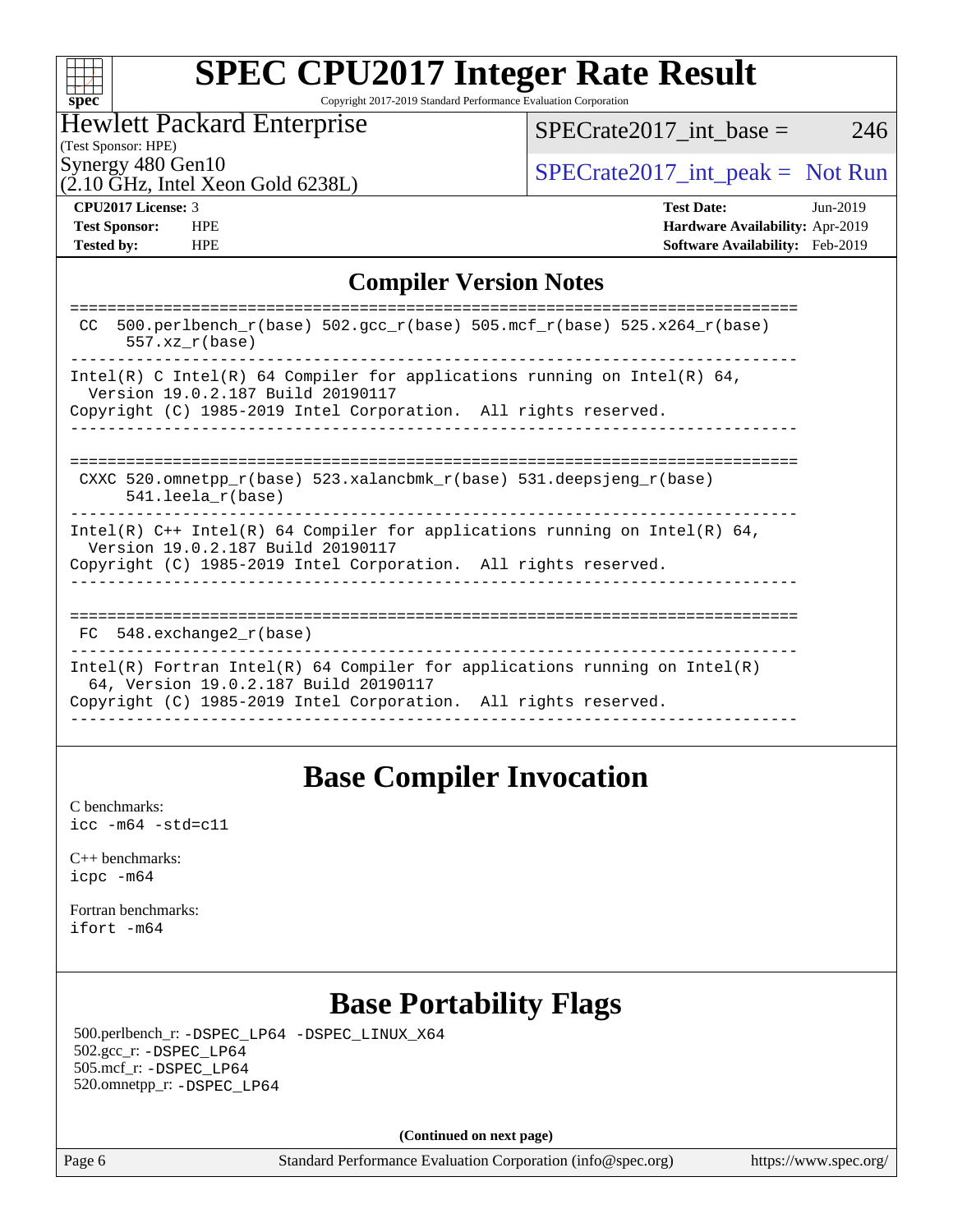## Compiler Version Notes

```
==============================================================================
 CC  500.perlbench_r(base) 502.gcc_r(base) 505.mcf_r(base) 525.x264_r(base)
      557.xz_r(base)
------------------------------------------------------------------------------
Intel(R) C Intel(R) 64 Compiler for applications running on Intel(R) 64,
  Version 19.0.2.187 Build 20190117
Copyright (C) 1985-2019 Intel Corporation.  All rights reserved.
------------------------------------------------------------------------------

==============================================================================
 CXXC 520.omnetpp_r(base) 523.xalancbmk_r(base) 531.deepsjeng_r(base)
      541.leela_r(base)
------------------------------------------------------------------------------
Intel(R) C++ Intel(R) 64 Compiler for applications running on Intel(R) 64,
  Version 19.0.2.187 Build 20190117
Copyright (C) 1985-2019 Intel Corporation.  All rights reserved.
------------------------------------------------------------------------------

==============================================================================
 FC  548.exchange2_r(base)
------------------------------------------------------------------------------
Intel(R) Fortran Intel(R) 64 Compiler for applications running on Intel(R)
  64, Version 19.0.2.187 Build 20190117
Copyright (C) 1985-2019 Intel Corporation.  All rights reserved.
------------------------------------------------------------------------------
```

## Base Compiler Invocation

C benchmarks:
`icc -m64 -std=c11`

C++ benchmarks:
`icpc -m64`

Fortran benchmarks:
`ifort -m64`

## Base Portability Flags

500.perlbench_r: -DSPEC_LP64 -DSPEC_LINUX_X64
502.gcc_r: -DSPEC_LP64
505.mcf_r: -DSPEC_LP64
520.omnetpp_r: -DSPEC_LP64

**(Continued on next page)**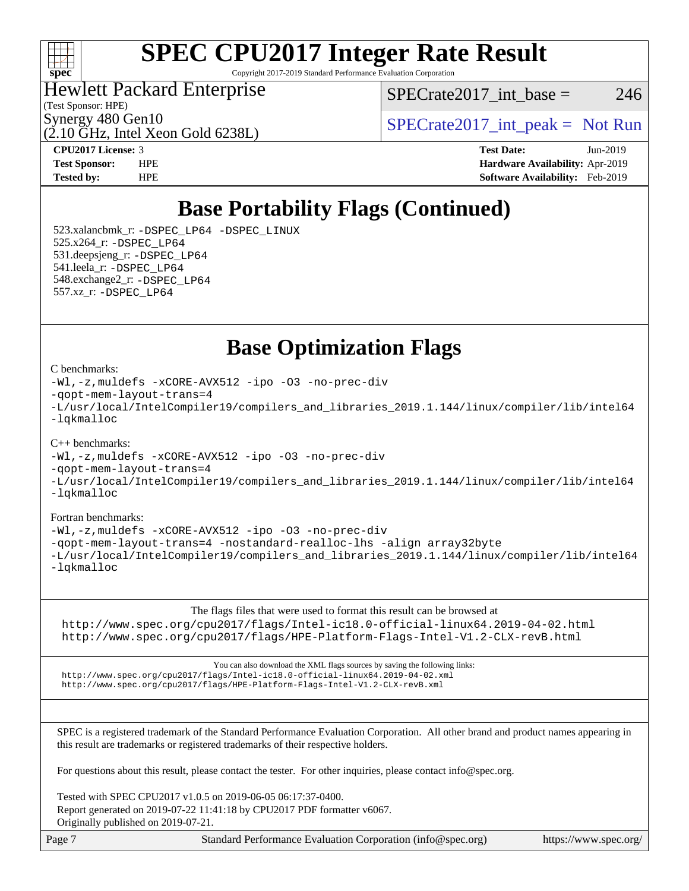# SPEC CPU2017 Integer Rate Result

Copyright 2017-2019 Standard Performance Evaluation Corporation

Hewlett Packard Enterprise
(Test Sponsor: HPE)
Synergy 480 Gen10
(2.10 GHz, Intel Xeon Gold 6238L)

SPECrate2017_int_base = 246

SPECrate2017_int_peak = Not Run

**CPU2017 License:** 3
**Test Sponsor:** HPE
**Tested by:** HPE

**Test Date:** Jun-2019
**Hardware Availability:** Apr-2019
**Software Availability:** Feb-2019

## Base Portability Flags (Continued)

523.xalancbmk_r: -DSPEC_LP64 -DSPEC_LINUX
525.x264_r: -DSPEC_LP64
531.deepsjeng_r: -DSPEC_LP64
541.leela_r: -DSPEC_LP64
548.exchange2_r: -DSPEC_LP64
557.xz_r: -DSPEC_LP64

## Base Optimization Flags

C benchmarks:
```
-Wl,-z,muldefs -xCORE-AVX512 -ipo -O3 -no-prec-div
-qopt-mem-layout-trans=4
-L/usr/local/IntelCompiler19/compilers_and_libraries_2019.1.144/linux/compiler/lib/intel64
-lqkmalloc
```

C++ benchmarks:
```
-Wl,-z,muldefs -xCORE-AVX512 -ipo -O3 -no-prec-div
-qopt-mem-layout-trans=4
-L/usr/local/IntelCompiler19/compilers_and_libraries_2019.1.144/linux/compiler/lib/intel64
-lqkmalloc
```

Fortran benchmarks:
```
-Wl,-z,muldefs -xCORE-AVX512 -ipo -O3 -no-prec-div
-qopt-mem-layout-trans=4 -nostandard-realloc-lhs -align array32byte
-L/usr/local/IntelCompiler19/compilers_and_libraries_2019.1.144/linux/compiler/lib/intel64
-lqkmalloc
```

The flags files that were used to format this result can be browsed at
http://www.spec.org/cpu2017/flags/Intel-ic18.0-official-linux64.2019-04-02.html
http://www.spec.org/cpu2017/flags/HPE-Platform-Flags-Intel-V1.2-CLX-revB.html

You can also download the XML flags sources by saving the following links:
http://www.spec.org/cpu2017/flags/Intel-ic18.0-official-linux64.2019-04-02.xml
http://www.spec.org/cpu2017/flags/HPE-Platform-Flags-Intel-V1.2-CLX-revB.xml

SPEC is a registered trademark of the Standard Performance Evaluation Corporation. All other brand and product names appearing in this result are trademarks or registered trademarks of their respective holders.

For questions about this result, please contact the tester. For other inquiries, please contact info@spec.org.

Tested with SPEC CPU2017 v1.0.5 on 2019-06-05 06:17:37-0400.
Report generated on 2019-07-22 11:41:18 by CPU2017 PDF formatter v6067.
Originally published on 2019-07-21.